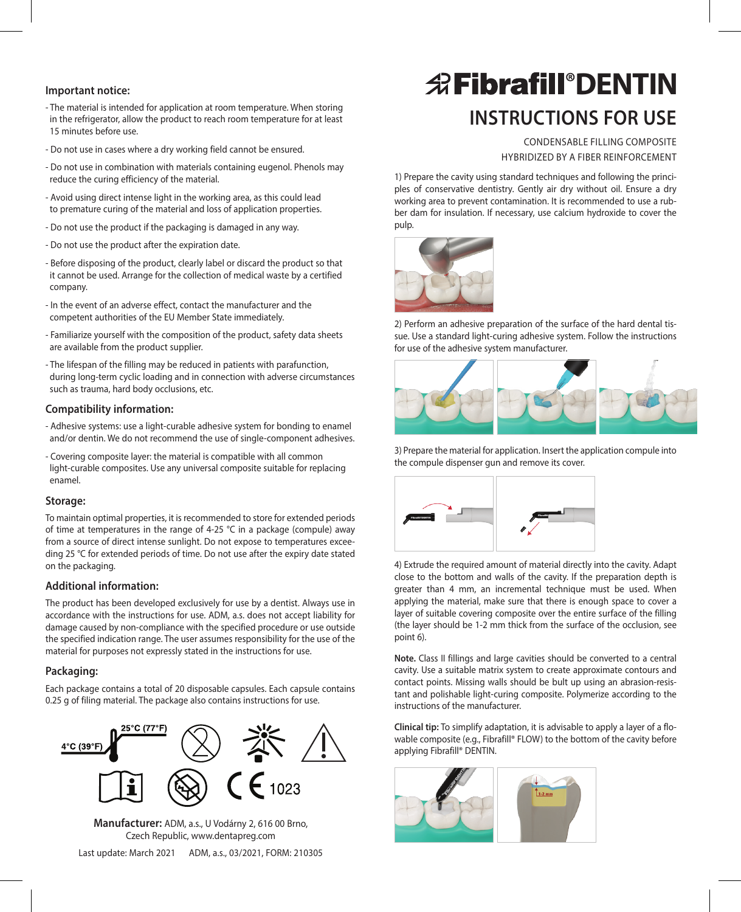## Important notice:

- The material is intended for application at room temperature. When storing in the refrigerator, allow the product to reach room temperature for at least 15 minutes before use.
- Do not use in cases where a dry working field cannot be ensured.
- Do not use in combination with materials containing eugenol. Phenols may reduce the curing efficiency of the material.
- Avoid using direct intense light in the working area, as this could lead to premature curing of the material and loss of application properties.
- Do not use the product if the packaging is damaged in any way.
- Do not use the product after the expiration date.
- Before disposing of the product, clearly label or discard the product so that it cannot be used. Arrange for the collection of medical waste by a certified company.
- In the event of an adverse effect, contact the manufacturer and the competent authorities of the EU Member State immediately.
- Familiarize yourself with the composition of the product, safety data sheets are available from the product supplier.
- The lifespan of the filling may be reduced in patients with parafunction, during long-term cyclic loading and in connection with adverse circumstances such as trauma, hard body occlusions, etc.

## Compatibility information:

- Adhesive systems: use a light-curable adhesive system for bonding to enamel and/or dentin. We do not recommend the use of single-component adhesives.
- Covering composite layer: the material is compatible with all common light-curable composites. Use any universal composite suitable for replacing enamel.

## Storage:

To maintain optimal properties, it is recommended to store for extended periods of time at temperatures in the range of 4-25 °C in a package (compule) away from a source of direct intense sunlight. Do not expose to temperatures exceeding 25 °C for extended periods of time. Do not use after the expiry date stated on the packaging.

## Additional information:

The product has been developed exclusively for use by a dentist. Always use in accordance with the instructions for use. ADM, a.s. does not accept liability for damage caused by non-compliance with the specified procedure or use outside the specified indication range. The user assumes responsibility for the use of the material for purposes not expressly stated in the instructions for use.

## Packaging:

Each package contains a total of 20 disposable capsules. Each capsule contains 0.25 g of filing material. The package also contains instructions for use.

4°C (39°F) 25°C (77°F)

1023

**Manufacturer:** ADM, a.s., U Vodárny 2, 616 00 Brno, Czech Republic, www.dentapreg.com

Last update: March 2021 ADM, a.s., 03/2021, FORM: 210305

# Fibrafill® DENTIN

# INSTRUCTIONS FOR USE

CONDENSABLE FILLING COMPOSITE
HYBRIDIZED BY A FIBER REINFORCEMENT

1) Prepare the cavity using standard techniques and following the principles of conservative dentistry. Gently air dry without oil. Ensure a dry working area to prevent contamination. It is recommended to use a rubber dam for insulation. If necessary, use calcium hydroxide to cover the pulp.

2) Perform an adhesive preparation of the surface of the hard dental tissue. Use a standard light-curing adhesive system. Follow the instructions for use of the adhesive system manufacturer.

3) Prepare the material for application. Insert the application compule into the compule dispenser gun and remove its cover.

4) Extrude the required amount of material directly into the cavity. Adapt close to the bottom and walls of the cavity. If the preparation depth is greater than 4 mm, an incremental technique must be used. When applying the material, make sure that there is enough space to cover a layer of suitable covering composite over the entire surface of the filling (the layer should be 1-2 mm thick from the surface of the occlusion, see point 6).

**Note.** Class II fillings and large cavities should be converted to a central cavity. Use a suitable matrix system to create approximate contours and contact points. Missing walls should be bult up using an abrasion-resistant and polishable light-curing composite. Polymerize according to the instructions of the manufacturer.

**Clinical tip:** To simplify adaptation, it is advisable to apply a layer of a flowable composite (e.g., Fibrafill® FLOW) to the bottom of the cavity before applying Fibrafill® DENTIN.

1-2 mm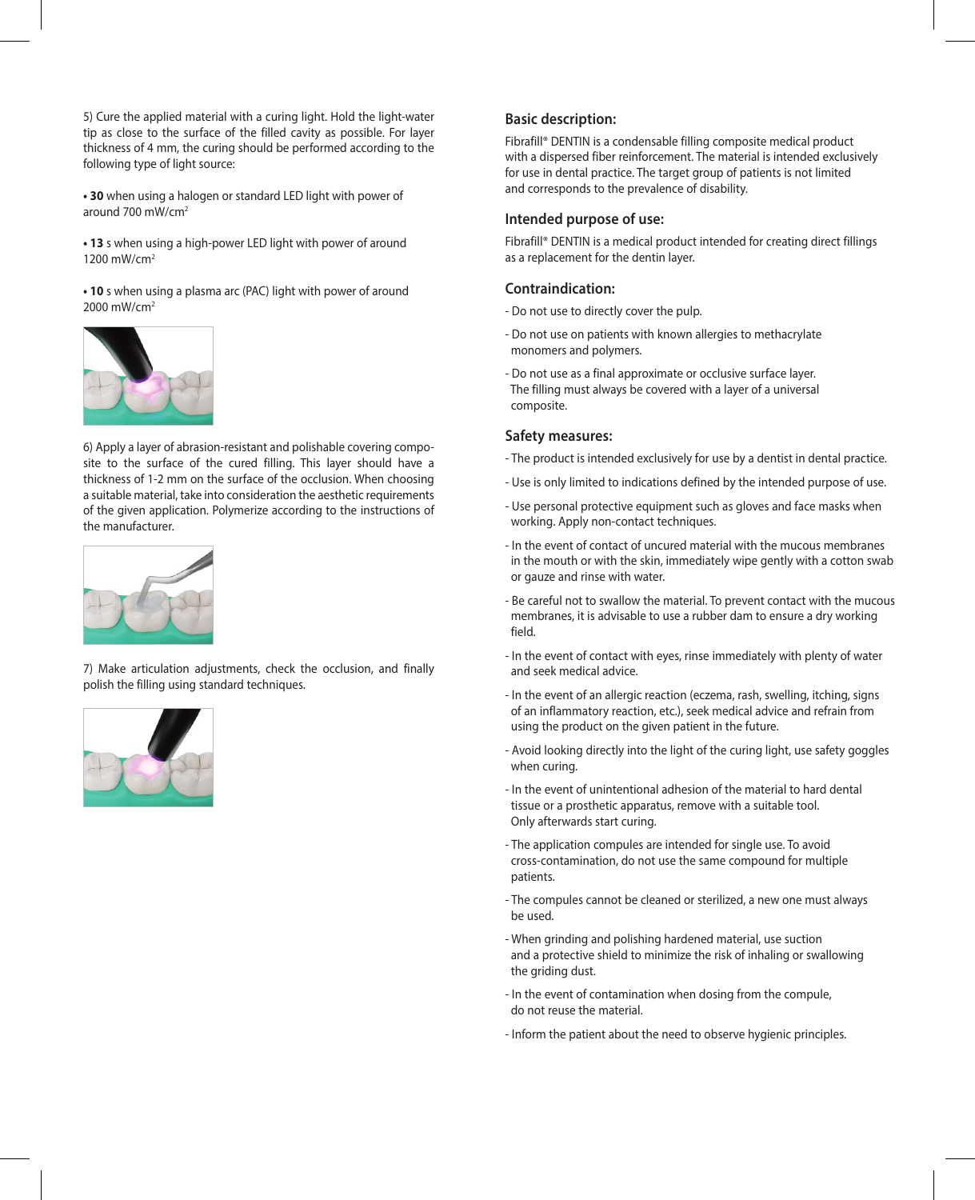5) Cure the applied material with a curing light. Hold the light-water tip as close to the surface of the filled cavity as possible. For layer thickness of 4 mm, the curing should be performed according to the following type of light source:

- **30** when using a halogen or standard LED light with power of around 700 mW/cm²

- **13** s when using a high-power LED light with power of around 1200 mW/cm²

- **10** s when using a plasma arc (PAC) light with power of around 2000 mW/cm²

6) Apply a layer of abrasion-resistant and polishable covering composite to the surface of the cured filling. This layer should have a thickness of 1-2 mm on the surface of the occlusion. When choosing a suitable material, take into consideration the aesthetic requirements of the given application. Polymerize according to the instructions of the manufacturer.

7) Make articulation adjustments, check the occlusion, and finally polish the filling using standard techniques.

## Basic description:

Fibrafill® DENTIN is a condensable filling composite medical product with a dispersed fiber reinforcement. The material is intended exclusively for use in dental practice. The target group of patients is not limited and corresponds to the prevalence of disability.

## Intended purpose of use:

Fibrafill® DENTIN is a medical product intended for creating direct fillings as a replacement for the dentin layer.

## Contraindication:

- Do not use to directly cover the pulp.
- Do not use on patients with known allergies to methacrylate monomers and polymers.
- Do not use as a final approximate or occlusive surface layer. The filling must always be covered with a layer of a universal composite.

## Safety measures:

- The product is intended exclusively for use by a dentist in dental practice.
- Use is only limited to indications defined by the intended purpose of use.
- Use personal protective equipment such as gloves and face masks when working. Apply non-contact techniques.
- In the event of contact of uncured material with the mucous membranes in the mouth or with the skin, immediately wipe gently with a cotton swab or gauze and rinse with water.
- Be careful not to swallow the material. To prevent contact with the mucous membranes, it is advisable to use a rubber dam to ensure a dry working field.
- In the event of contact with eyes, rinse immediately with plenty of water and seek medical advice.
- In the event of an allergic reaction (eczema, rash, swelling, itching, signs of an inflammatory reaction, etc.), seek medical advice and refrain from using the product on the given patient in the future.
- Avoid looking directly into the light of the curing light, use safety goggles when curing.
- In the event of unintentional adhesion of the material to hard dental tissue or a prosthetic apparatus, remove with a suitable tool. Only afterwards start curing.
- The application compules are intended for single use. To avoid cross-contamination, do not use the same compound for multiple patients.
- The compules cannot be cleaned or sterilized, a new one must always be used.
- When grinding and polishing hardened material, use suction and a protective shield to minimize the risk of inhaling or swallowing the griding dust.
- In the event of contamination when dosing from the compule, do not reuse the material.
- Inform the patient about the need to observe hygienic principles.